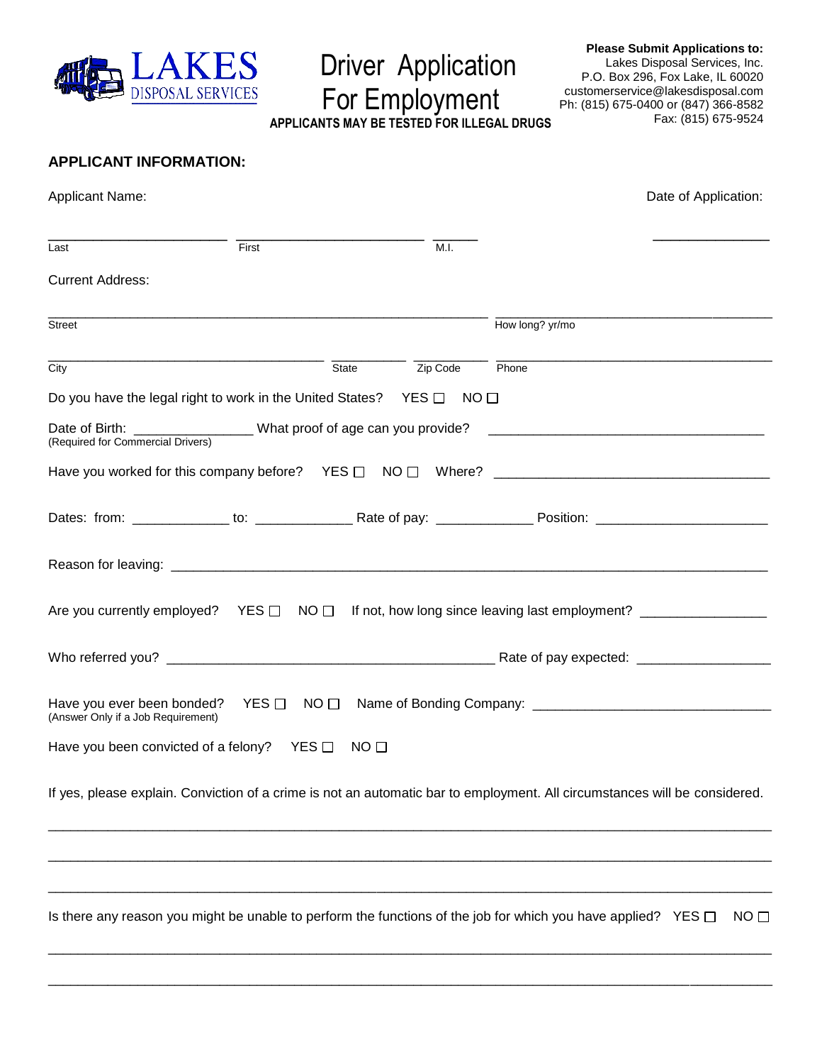LAKES
DISPOSAL SERVICES

# Driver Application For Employment

**APPLICANTS MAY BE TESTED FOR ILLEGAL DRUGS**

**Please Submit Applications to:**
Lakes Disposal Services, Inc.
P.O. Box 296, Fox Lake, IL 60020
customerservice@lakesdisposal.com
Ph: (815) 675-0400 or (847) 366-8582
Fax: (815) 675-9524

## APPLICANT INFORMATION:

Applicant Name: Date of Application:

\_\_\_\_\_\_\_\_\_\_\_\_\_\_\_\_\_\_\_\_\_\_\_ \_\_\_\_\_\_\_\_\_\_\_\_\_\_\_\_\_\_\_\_\_\_\_\_ \_\_\_\_\_\_ \_\_\_\_\_\_\_\_\_\_\_\_\_\_\_

Last First M.I.

Current Address:

\_\_\_\_\_\_\_\_\_\_\_\_\_\_\_\_\_\_\_\_\_\_\_\_\_\_\_\_\_\_\_\_\_\_\_\_\_\_\_\_\_\_\_\_\_\_\_\_\_\_\_\_ \_\_\_\_\_\_\_\_\_\_\_\_\_\_\_\_\_\_\_\_\_\_\_\_\_\_\_\_\_\_\_\_\_\_\_

Street How long? yr/mo

\_\_\_\_\_\_\_\_\_\_\_\_\_\_\_\_\_\_\_\_\_\_\_\_\_\_\_\_\_\_\_\_\_\_\_ \_\_\_\_\_\_\_\_\_\_ \_\_\_\_\_\_\_\_\_\_ \_\_\_\_\_\_\_\_\_\_\_\_\_\_\_\_\_\_\_\_\_\_\_\_\_\_\_\_\_\_\_\_\_\_\_

City State Zip Code Phone

Do you have the legal right to work in the United States? YES ☐ NO ☐

Date of Birth: \_\_\_\_\_\_\_\_\_\_\_\_\_\_\_ What proof of age can you provide? \_\_\_\_\_\_\_\_\_\_\_\_\_\_\_\_\_\_\_\_\_\_\_\_\_\_\_\_\_\_\_\_\_\_\_
(Required for Commercial Drivers)

Have you worked for this company before? YES ☐ NO ☐ Where? \_\_\_\_\_\_\_\_\_\_\_\_\_\_\_\_\_\_\_\_\_\_\_\_\_\_\_\_\_\_\_\_\_\_\_

Dates: from: \_\_\_\_\_\_\_\_\_\_\_\_ to: \_\_\_\_\_\_\_\_\_\_\_\_ Rate of pay: \_\_\_\_\_\_\_\_\_\_\_\_ Position: \_\_\_\_\_\_\_\_\_\_\_\_\_\_\_\_\_\_\_\_\_\_

Reason for leaving: \_\_\_\_\_\_\_\_\_\_\_\_\_\_\_\_\_\_\_\_\_\_\_\_\_\_\_\_\_\_\_\_\_\_\_\_\_\_\_\_\_\_\_\_\_\_\_\_\_\_\_\_\_\_\_\_\_\_\_\_\_\_\_\_\_\_\_\_\_\_\_\_\_\_\_\_

Are you currently employed? YES ☐ NO ☐ If not, how long since leaving last employment? \_\_\_\_\_\_\_\_\_\_\_\_\_\_\_\_

Who referred you? \_\_\_\_\_\_\_\_\_\_\_\_\_\_\_\_\_\_\_\_\_\_\_\_\_\_\_\_\_\_\_\_\_\_\_\_\_\_\_\_\_\_\_ Rate of pay expected: \_\_\_\_\_\_\_\_\_\_\_\_\_\_\_\_\_

Have you ever been bonded? YES ☐ NO ☐ Name of Bonding Company: \_\_\_\_\_\_\_\_\_\_\_\_\_\_\_\_\_\_\_\_\_\_\_\_\_\_\_\_\_\_\_
(Answer Only if a Job Requirement)

Have you been convicted of a felony? YES ☐ NO ☐

If yes, please explain. Conviction of a crime is not an automatic bar to employment. All circumstances will be considered.

\_\_\_\_\_\_\_\_\_\_\_\_\_\_\_\_\_\_\_\_\_\_\_\_\_\_\_\_\_\_\_\_\_\_\_\_\_\_\_\_\_\_\_\_\_\_\_\_\_\_\_\_\_\_\_\_\_\_\_\_\_\_\_\_\_\_\_\_\_\_\_\_\_\_\_\_\_\_\_\_\_\_\_\_\_\_\_\_\_\_

\_\_\_\_\_\_\_\_\_\_\_\_\_\_\_\_\_\_\_\_\_\_\_\_\_\_\_\_\_\_\_\_\_\_\_\_\_\_\_\_\_\_\_\_\_\_\_\_\_\_\_\_\_\_\_\_\_\_\_\_\_\_\_\_\_\_\_\_\_\_\_\_\_\_\_\_\_\_\_\_\_\_\_\_\_\_\_\_\_\_

\_\_\_\_\_\_\_\_\_\_\_\_\_\_\_\_\_\_\_\_\_\_\_\_\_\_\_\_\_\_\_\_\_\_\_\_\_\_\_\_\_\_\_\_\_\_\_\_\_\_\_\_\_\_\_\_\_\_\_\_\_\_\_\_\_\_\_\_\_\_\_\_\_\_\_\_\_\_\_\_\_\_\_\_\_\_\_\_\_\_

Is there any reason you might be unable to perform the functions of the job for which you have applied? YES ☐ NO ☐

\_\_\_\_\_\_\_\_\_\_\_\_\_\_\_\_\_\_\_\_\_\_\_\_\_\_\_\_\_\_\_\_\_\_\_\_\_\_\_\_\_\_\_\_\_\_\_\_\_\_\_\_\_\_\_\_\_\_\_\_\_\_\_\_\_\_\_\_\_\_\_\_\_\_\_\_\_\_\_\_\_\_\_\_\_\_\_\_\_\_

\_\_\_\_\_\_\_\_\_\_\_\_\_\_\_\_\_\_\_\_\_\_\_\_\_\_\_\_\_\_\_\_\_\_\_\_\_\_\_\_\_\_\_\_\_\_\_\_\_\_\_\_\_\_\_\_\_\_\_\_\_\_\_\_\_\_\_\_\_\_\_\_\_\_\_\_\_\_\_\_\_\_\_\_\_\_\_\_\_\_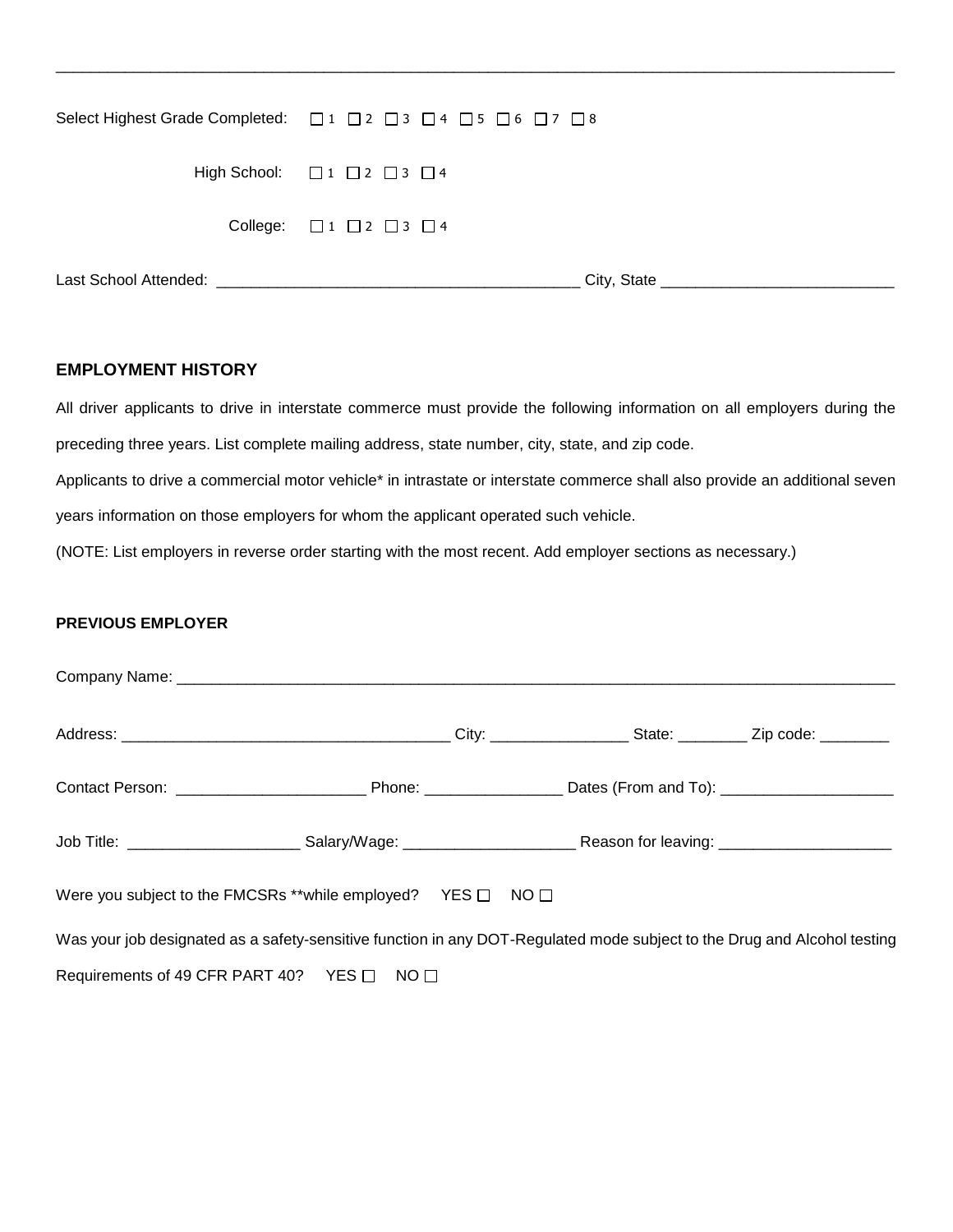---

Select Highest Grade Completed: ☐ 1 ☐ 2 ☐ 3 ☐ 4 ☐ 5 ☐ 6 ☐ 7 ☐ 8

High School: ☐ 1 ☐ 2 ☐ 3 ☐ 4

College: ☐ 1 ☐ 2 ☐ 3 ☐ 4

Last School Attended: ________________________________________ City, State __________________________

## EMPLOYMENT HISTORY

All driver applicants to drive in interstate commerce must provide the following information on all employers during the preceding three years. List complete mailing address, state number, city, state, and zip code.

Applicants to drive a commercial motor vehicle* in intrastate or interstate commerce shall also provide an additional seven years information on those employers for whom the applicant operated such vehicle.

(NOTE: List employers in reverse order starting with the most recent. Add employer sections as necessary.)

### PREVIOUS EMPLOYER

Company Name: ____________________________________________________________________________________

Address: _____________________________________ City: _______________ State: ________ Zip code: ________

Contact Person: _____________________ Phone: _______________ Dates (From and To): ___________________

Job Title: ___________________ Salary/Wage: ___________________ Reason for leaving: ___________________

Were you subject to the FMCSRs **while employed? YES ☐ NO ☐

Was your job designated as a safety-sensitive function in any DOT-Regulated mode subject to the Drug and Alcohol testing Requirements of 49 CFR PART 40? YES ☐ NO ☐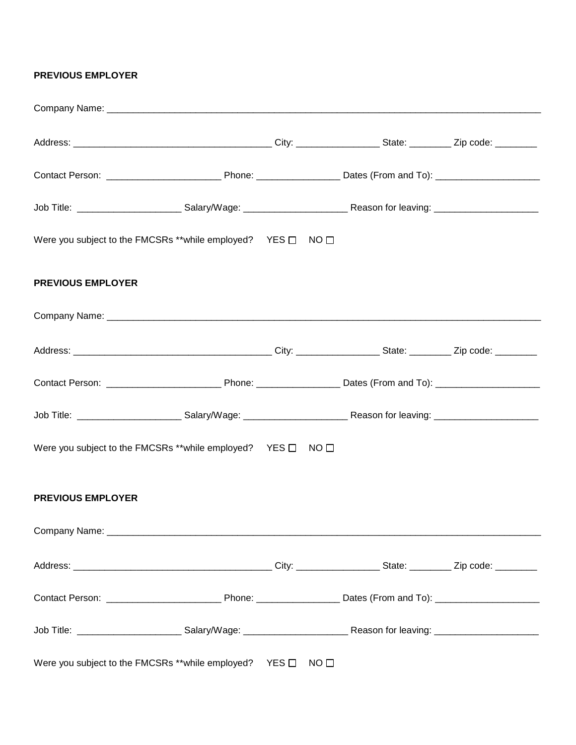**PREVIEW EMPLOYER**

**PREVIOUS EMPLOYER**

Company Name: ____________________________________________________________________________

Address: ____________________________________ City: _______________ State: ________ Zip code: ________

Contact Person: _____________________ Phone: _______________ Dates (From and To): ___________________

Job Title: ___________________ Salary/Wage: ___________________ Reason for leaving: ___________________

Were you subject to the FMCSRs **while employed? YES ☐ NO ☐

**PREVIOUS EMPLOYER**

Company Name: ____________________________________________________________________________

Address: ____________________________________ City: _______________ State: ________ Zip code: ________

Contact Person: _____________________ Phone: _______________ Dates (From and To): ___________________

Job Title: ___________________ Salary/Wage: ___________________ Reason for leaving: ___________________

Were you subject to the FMCSRs **while employed? YES ☐ NO ☐

**PREVIOUS EMPLOYER**

Company Name: ____________________________________________________________________________

Address: ____________________________________ City: _______________ State: ________ Zip code: ________

Contact Person: _____________________ Phone: _______________ Dates (From and To): ___________________

Job Title: ___________________ Salary/Wage: ___________________ Reason for leaving: ___________________

Were you subject to the FMCSRs **while employed? YES ☐ NO ☐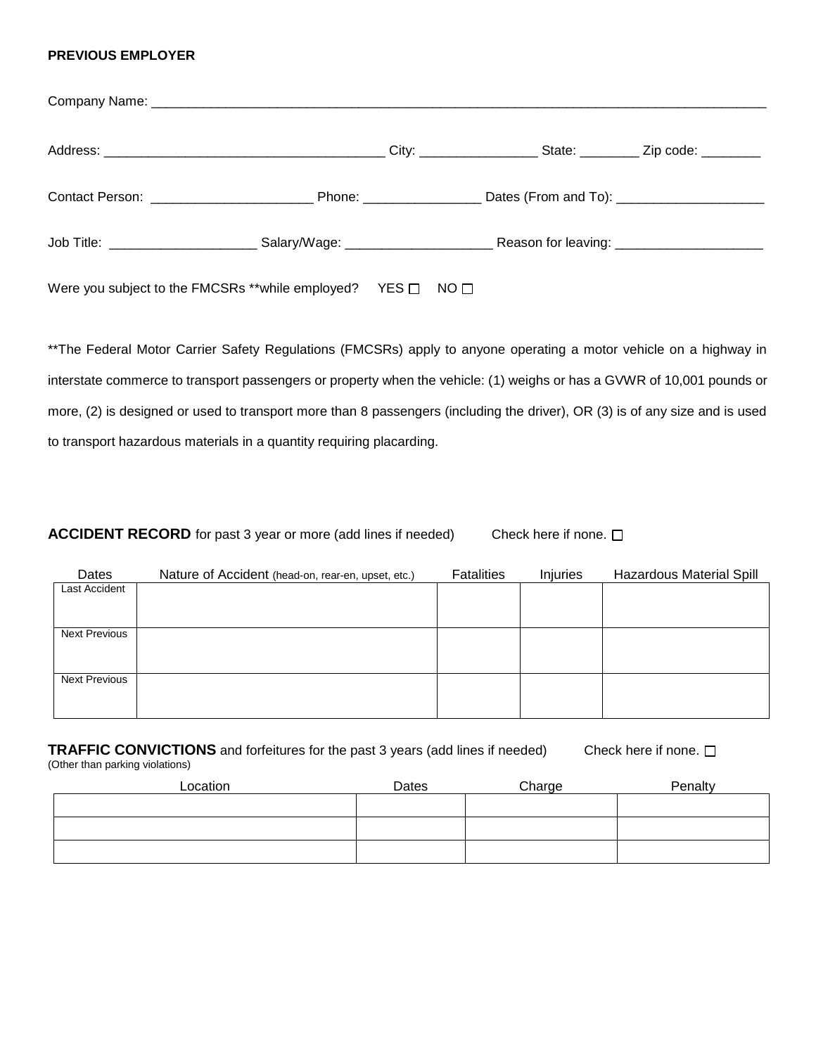**PREVIOUS EMPLOYER**

Company Name: ___________________________________________________________________________________

Address: ______________________________________ City: ________________ State: ________ Zip code: ________

Contact Person: ______________________ Phone: ________________ Dates (From and To): ____________________

Job Title: ____________________ Salary/Wage: ____________________ Reason for leaving: ____________________

Were you subject to the FMCSRs **while employed? YES ☐ NO ☐

**The Federal Motor Carrier Safety Regulations (FMCSRs) apply to anyone operating a motor vehicle on a highway in interstate commerce to transport passengers or property when the vehicle: (1) weighs or has a GVWR of 10,001 pounds or more, (2) is designed or used to transport more than 8 passengers (including the driver), OR (3) is of any size and is used to transport hazardous materials in a quantity requiring placarding.

**ACCIDENT RECORD** for past 3 year or more (add lines if needed) Check here if none. ☐

| Dates | Nature of Accident (head-on, rear-en, upset, etc.) | Fatalities | Injuries | Hazardous Material Spill |
|---|---|---|---|---|
| Last Accident | | | | |
| Next Previous | | | | |
| Next Previous | | | | |

**TRAFFIC CONVICTIONS** and forfeitures for the past 3 years (add lines if needed) Check here if none. ☐
(Other than parking violations)

| Location | Dates | Charge | Penalty |
|---|---|---|---|
| | | | |
| | | | |
| | | | |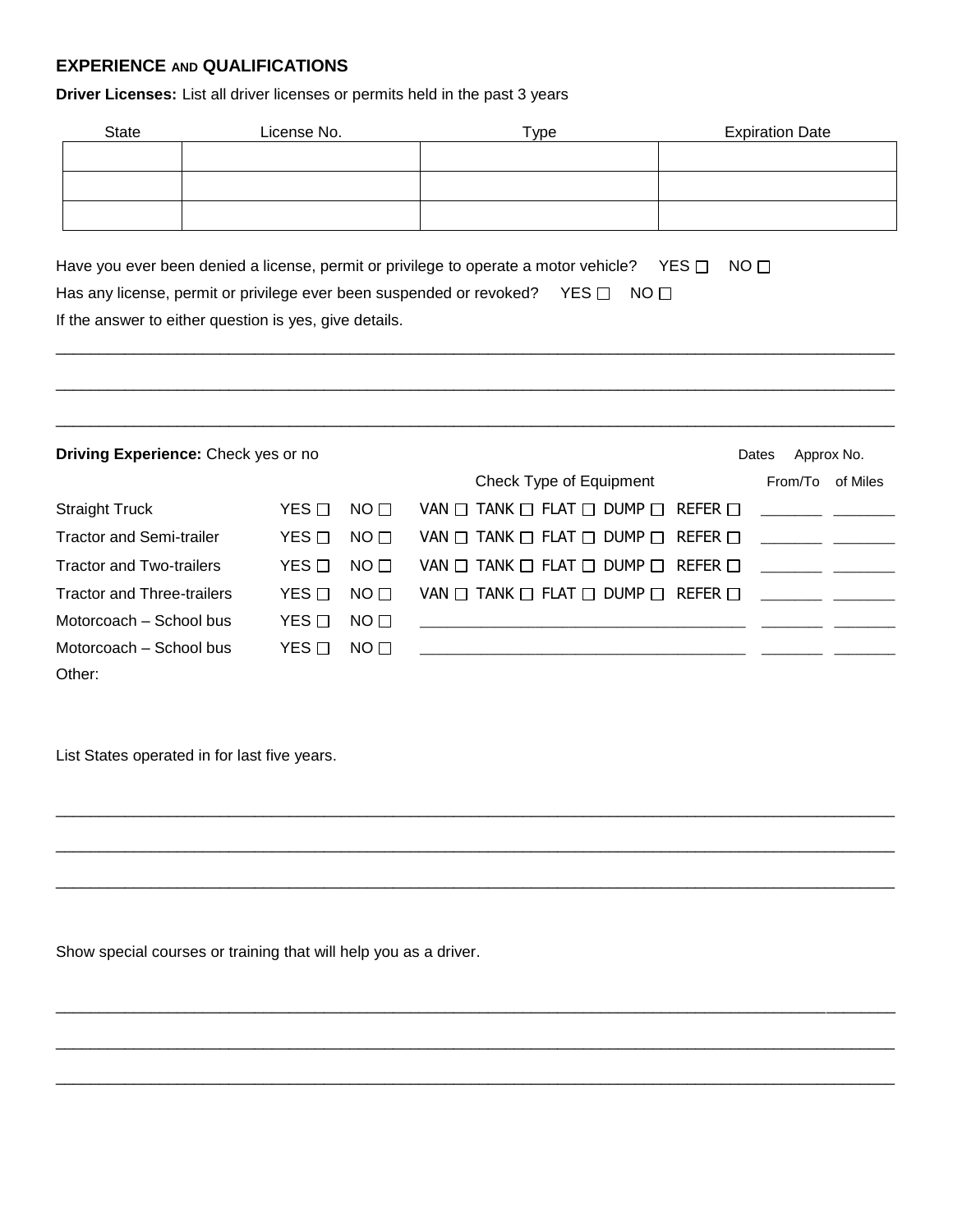## EXPERIENCE AND QUALIFICATIONS

**Driver Licenses:** List all driver licenses or permits held in the past 3 years

| State | License No. | Type | Expiration Date |
|---|---|---|---|
| | | | |
| | | | |
| | | | |

Have you ever been denied a license, permit or privilege to operate a motor vehicle? YES ☐ NO ☐

Has any license, permit or privilege ever been suspended or revoked? YES ☐ NO ☐

If the answer to either question is yes, give details.

\_\_\_\_\_\_\_\_\_\_\_\_\_\_\_\_\_\_\_\_\_\_\_\_\_\_\_\_\_\_\_\_\_\_\_\_\_\_\_\_\_\_\_\_\_\_\_\_\_\_\_\_\_\_\_\_\_\_\_\_\_\_\_\_\_\_\_\_\_\_\_\_\_\_\_\_

\_\_\_\_\_\_\_\_\_\_\_\_\_\_\_\_\_\_\_\_\_\_\_\_\_\_\_\_\_\_\_\_\_\_\_\_\_\_\_\_\_\_\_\_\_\_\_\_\_\_\_\_\_\_\_\_\_\_\_\_\_\_\_\_\_\_\_\_\_\_\_\_\_\_\_\_

\_\_\_\_\_\_\_\_\_\_\_\_\_\_\_\_\_\_\_\_\_\_\_\_\_\_\_\_\_\_\_\_\_\_\_\_\_\_\_\_\_\_\_\_\_\_\_\_\_\_\_\_\_\_\_\_\_\_\_\_\_\_\_\_\_\_\_\_\_\_\_\_\_\_\_\_

**Driving Experience:** Check yes or no

| | | | Check Type of Equipment | Dates From/To | Approx No. of Miles |
|---|---|---|---|---|---|
| Straight Truck | YES ☐ | NO ☐ | VAN ☐ TANK ☐ FLAT ☐ DUMP ☐ REFER ☐ | \_\_\_\_\_\_\_ | \_\_\_\_\_\_\_ |
| Tractor and Semi-trailer | YES ☐ | NO ☐ | VAN ☐ TANK ☐ FLAT ☐ DUMP ☐ REFER ☐ | \_\_\_\_\_\_\_ | \_\_\_\_\_\_\_ |
| Tractor and Two-trailers | YES ☐ | NO ☐ | VAN ☐ TANK ☐ FLAT ☐ DUMP ☐ REFER ☐ | \_\_\_\_\_\_\_ | \_\_\_\_\_\_\_ |
| Tractor and Three-trailers | YES ☐ | NO ☐ | VAN ☐ TANK ☐ FLAT ☐ DUMP ☐ REFER ☐ | \_\_\_\_\_\_\_ | \_\_\_\_\_\_\_ |
| Motorcoach – School bus | YES ☐ | NO ☐ | \_\_\_\_\_\_\_\_\_\_\_\_\_\_\_\_\_\_\_\_\_\_\_\_\_\_\_\_\_\_\_\_\_\_\_\_ | \_\_\_\_\_\_\_ | \_\_\_\_\_\_\_ |
| Motorcoach – School bus | YES ☐ | NO ☐ | \_\_\_\_\_\_\_\_\_\_\_\_\_\_\_\_\_\_\_\_\_\_\_\_\_\_\_\_\_\_\_\_\_\_\_\_ | \_\_\_\_\_\_\_ | \_\_\_\_\_\_\_ |
| Other: | | | | | |

List States operated in for last five years.

\_\_\_\_\_\_\_\_\_\_\_\_\_\_\_\_\_\_\_\_\_\_\_\_\_\_\_\_\_\_\_\_\_\_\_\_\_\_\_\_\_\_\_\_\_\_\_\_\_\_\_\_\_\_\_\_\_\_\_\_\_\_\_\_\_\_\_\_\_\_\_\_\_\_\_\_

\_\_\_\_\_\_\_\_\_\_\_\_\_\_\_\_\_\_\_\_\_\_\_\_\_\_\_\_\_\_\_\_\_\_\_\_\_\_\_\_\_\_\_\_\_\_\_\_\_\_\_\_\_\_\_\_\_\_\_\_\_\_\_\_\_\_\_\_\_\_\_\_\_\_\_\_

\_\_\_\_\_\_\_\_\_\_\_\_\_\_\_\_\_\_\_\_\_\_\_\_\_\_\_\_\_\_\_\_\_\_\_\_\_\_\_\_\_\_\_\_\_\_\_\_\_\_\_\_\_\_\_\_\_\_\_\_\_\_\_\_\_\_\_\_\_\_\_\_\_\_\_\_

Show special courses or training that will help you as a driver.

\_\_\_\_\_\_\_\_\_\_\_\_\_\_\_\_\_\_\_\_\_\_\_\_\_\_\_\_\_\_\_\_\_\_\_\_\_\_\_\_\_\_\_\_\_\_\_\_\_\_\_\_\_\_\_\_\_\_\_\_\_\_\_\_\_\_\_\_\_\_\_\_\_\_\_\_

\_\_\_\_\_\_\_\_\_\_\_\_\_\_\_\_\_\_\_\_\_\_\_\_\_\_\_\_\_\_\_\_\_\_\_\_\_\_\_\_\_\_\_\_\_\_\_\_\_\_\_\_\_\_\_\_\_\_\_\_\_\_\_\_\_\_\_\_\_\_\_\_\_\_\_\_

\_\_\_\_\_\_\_\_\_\_\_\_\_\_\_\_\_\_\_\_\_\_\_\_\_\_\_\_\_\_\_\_\_\_\_\_\_\_\_\_\_\_\_\_\_\_\_\_\_\_\_\_\_\_\_\_\_\_\_\_\_\_\_\_\_\_\_\_\_\_\_\_\_\_\_\_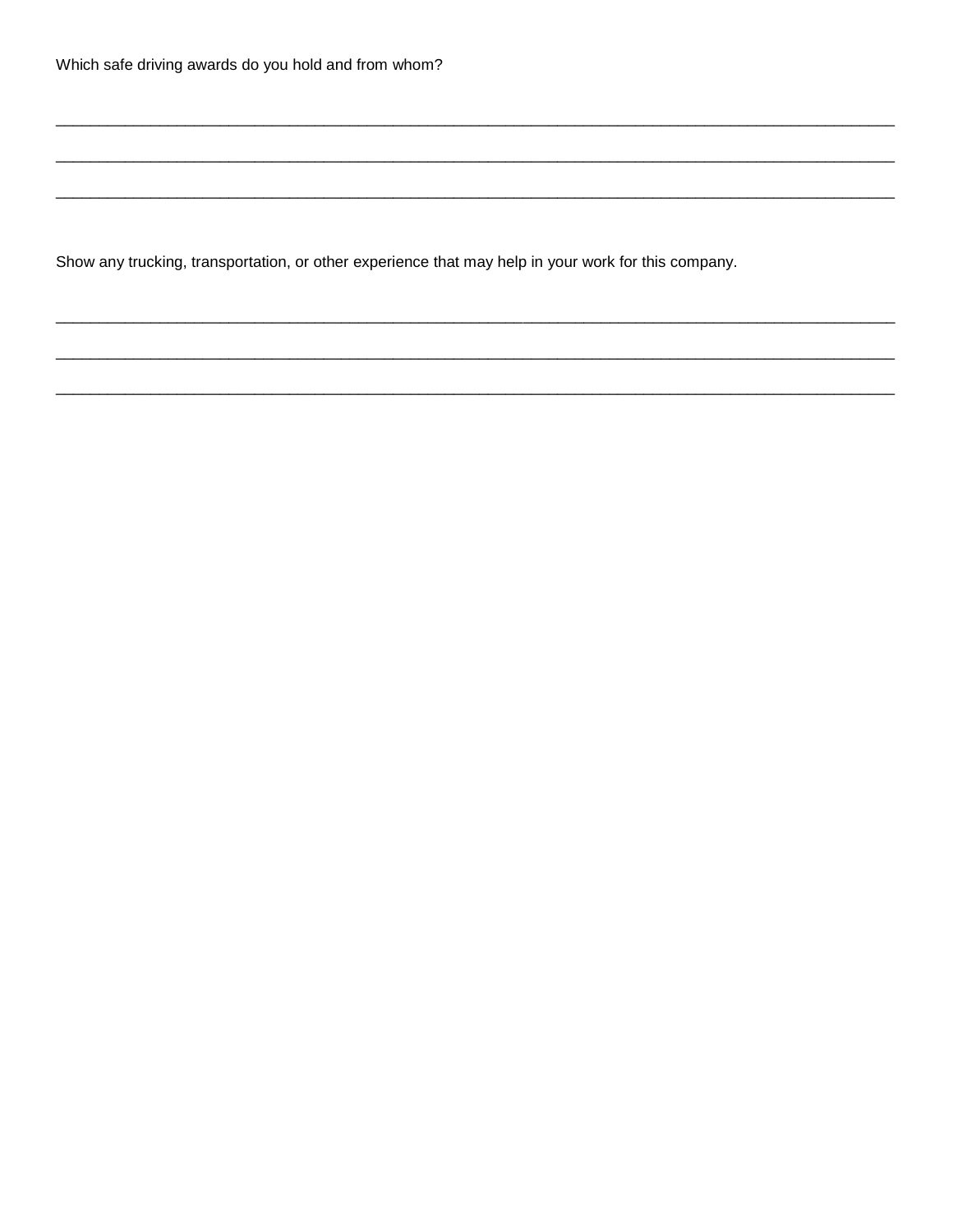Which safe driving awards do you hold and from whom?

\_\_\_\_\_\_\_\_\_\_\_\_\_\_\_\_\_\_\_\_\_\_\_\_\_\_\_\_\_\_\_\_\_\_\_\_\_\_\_\_\_\_\_\_\_\_\_\_\_\_\_\_\_\_\_\_\_\_\_\_\_\_\_\_\_\_\_\_\_\_\_\_\_\_\_\_\_\_\_\_\_\_\_\_\_\_\_\_\_\_\_\_\_\_

\_\_\_\_\_\_\_\_\_\_\_\_\_\_\_\_\_\_\_\_\_\_\_\_\_\_\_\_\_\_\_\_\_\_\_\_\_\_\_\_\_\_\_\_\_\_\_\_\_\_\_\_\_\_\_\_\_\_\_\_\_\_\_\_\_\_\_\_\_\_\_\_\_\_\_\_\_\_\_\_\_\_\_\_\_\_\_\_\_\_\_\_\_\_

\_\_\_\_\_\_\_\_\_\_\_\_\_\_\_\_\_\_\_\_\_\_\_\_\_\_\_\_\_\_\_\_\_\_\_\_\_\_\_\_\_\_\_\_\_\_\_\_\_\_\_\_\_\_\_\_\_\_\_\_\_\_\_\_\_\_\_\_\_\_\_\_\_\_\_\_\_\_\_\_\_\_\_\_\_\_\_\_\_\_\_\_\_\_

Show any trucking, transportation, or other experience that may help in your work for this company.

\_\_\_\_\_\_\_\_\_\_\_\_\_\_\_\_\_\_\_\_\_\_\_\_\_\_\_\_\_\_\_\_\_\_\_\_\_\_\_\_\_\_\_\_\_\_\_\_\_\_\_\_\_\_\_\_\_\_\_\_\_\_\_\_\_\_\_\_\_\_\_\_\_\_\_\_\_\_\_\_\_\_\_\_\_\_\_\_\_\_\_\_\_\_

\_\_\_\_\_\_\_\_\_\_\_\_\_\_\_\_\_\_\_\_\_\_\_\_\_\_\_\_\_\_\_\_\_\_\_\_\_\_\_\_\_\_\_\_\_\_\_\_\_\_\_\_\_\_\_\_\_\_\_\_\_\_\_\_\_\_\_\_\_\_\_\_\_\_\_\_\_\_\_\_\_\_\_\_\_\_\_\_\_\_\_\_\_\_

\_\_\_\_\_\_\_\_\_\_\_\_\_\_\_\_\_\_\_\_\_\_\_\_\_\_\_\_\_\_\_\_\_\_\_\_\_\_\_\_\_\_\_\_\_\_\_\_\_\_\_\_\_\_\_\_\_\_\_\_\_\_\_\_\_\_\_\_\_\_\_\_\_\_\_\_\_\_\_\_\_\_\_\_\_\_\_\_\_\_\_\_\_\_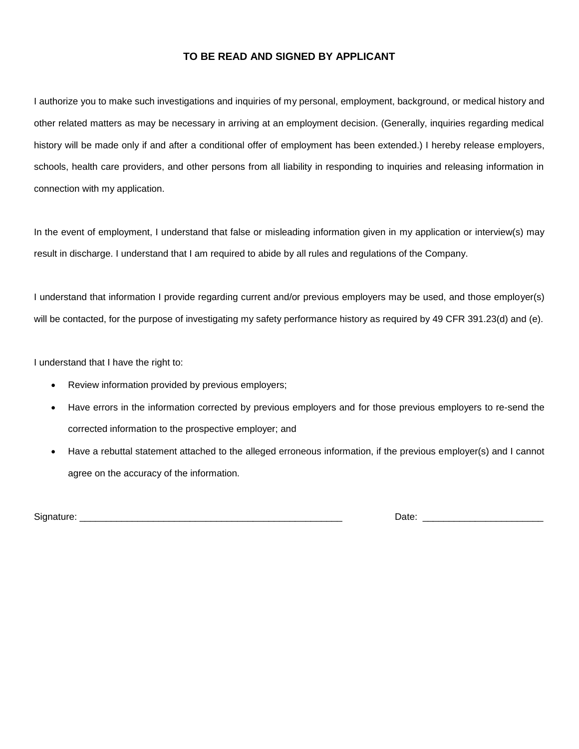## TO BE READ AND SIGNED BY APPLICANT

I authorize you to make such investigations and inquiries of my personal, employment, background, or medical history and other related matters as may be necessary in arriving at an employment decision. (Generally, inquiries regarding medical history will be made only if and after a conditional offer of employment has been extended.) I hereby release employers, schools, health care providers, and other persons from all liability in responding to inquiries and releasing information in connection with my application.

In the event of employment, I understand that false or misleading information given in my application or interview(s) may result in discharge. I understand that I am required to abide by all rules and regulations of the Company.

I understand that information I provide regarding current and/or previous employers may be used, and those employer(s) will be contacted, for the purpose of investigating my safety performance history as required by 49 CFR 391.23(d) and (e).

I understand that I have the right to:

- Review information provided by previous employers;
- Have errors in the information corrected by previous employers and for those previous employers to re-send the corrected information to the prospective employer; and
- Have a rebuttal statement attached to the alleged erroneous information, if the previous employer(s) and I cannot agree on the accuracy of the information.

Signature: ___________________________________________________ Date: ______________________